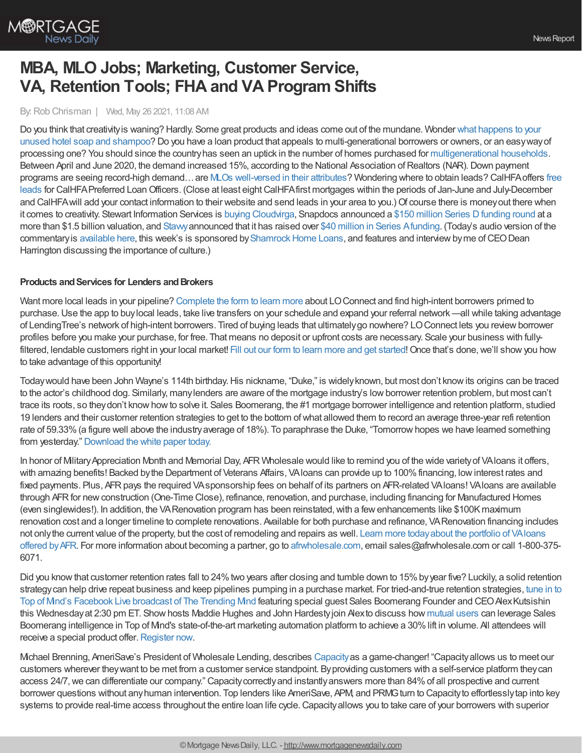# MBA, MLO Jobs; Marketing, Customer Service, VA, Retention Tools; FHA and VA Program Shifts

By: Rob Chrisman | Wed, May 26 2021, 11:08 AM

Do you think that creativity is waning? Hardly. Some great products and ideas come out of the mundane. Wonder what happens to your unused hotel soap and shampoo? Do you have a loan product that appeals to multi-generational borrowers or owners, or an easy way of processing one? You should since the country has seen an uptick in the number of homes purchased for multigenerational households. Between April and June 2020, the demand increased 15%, according to the National Association of Realtors (NAR). Down payment programs are seeing record-high demand… are MLOs well-versed in their attributes? Wondering where to obtain leads? CalHFA offers free leads for CalHFA Preferred Loan Officers. (Close at least eight CalHFA first mortgages within the periods of Jan-June and July-December and CalHFA will add your contact information to their website and send leads in your area to you.) Of course there is money out there when it comes to creativity. Stewart Information Services is buying Cloudvirga, Snapdocs announced a $150 million Series D funding round at a more than $1.5 billion valuation, and Stavvy announced that it has raised over $40 million in Series A funding. (Today's audio version of the commentary is available here, this week's is sponsored by Shamrock Home Loans, and features and interview by me of CEO Dean Harrington discussing the importance of culture.)

**Products and Services for Lenders and Brokers**

Want more local leads in your pipeline? Complete the form to learn more about LO Connect and find high-intent borrowers primed to purchase. Use the app to buy local leads, take live transfers on your schedule and expand your referral network—all while taking advantage of LendingTree's network of high-intent borrowers. Tired of buying leads that ultimately go nowhere? LO Connect lets you review borrower profiles before you make your purchase, for free. That means no deposit or upfront costs are necessary. Scale your business with fully-filtered, lendable customers right in your local market! Fill out our form to learn more and get started! Once that's done, we'll show you how to take advantage of this opportunity!

Today would have been John Wayne's 114th birthday. His nickname, "Duke," is widely known, but most don't know its origins can be traced to the actor's childhood dog. Similarly, many lenders are aware of the mortgage industry's low borrower retention problem, but most can't trace its roots, so they don't know how to solve it. Sales Boomerang, the #1 mortgage borrower intelligence and retention platform, studied 19 lenders and their customer retention strategies to get to the bottom of what allowed them to record an average three-year refi retention rate of 59.33% (a figure well above the industry average of 18%). To paraphrase the Duke, "Tomorrow hopes we have learned something from yesterday." Download the white paper today.

In honor of Military Appreciation Month and Memorial Day, AFR Wholesale would like to remind you of the wide variety of VA loans it offers, with amazing benefits! Backed by the Department of Veterans Affairs, VA loans can provide up to 100% financing, low interest rates and fixed payments. Plus, AFR pays the required VA sponsorship fees on behalf of its partners on AFR-related VA loans! VA loans are available through AFR for new construction (One-Time Close), refinance, renovation, and purchase, including financing for Manufactured Homes (even singlewides!). In addition, the VA Renovation program has been reinstated, with a few enhancements like $100K maximum renovation cost and a longer timeline to complete renovations. Available for both purchase and refinance, VA Renovation financing includes not only the current value of the property, but the cost of remodeling and repairs as well. Learn more today about the portfolio of VA loans offered by AFR. For more information about becoming a partner, go to afrwholesale.com, email sales@afrwholesale.com or call 1-800-375-6071.

Did you know that customer retention rates fall to 24% two years after closing and tumble down to 15% by year five? Luckily, a solid retention strategy can help drive repeat business and keep pipelines pumping in a purchase market. For tried-and-true retention strategies, tune in to Top of Mind's Facebook Live broadcast of The Trending Mind featuring special guest Sales Boomerang Founder and CEO Alex Kutsishin this Wednesday at 2:30 pm ET. Show hosts Maddie Hughes and John Hardesty join Alex to discuss how mutual users can leverage Sales Boomerang intelligence in Top of Mind's state-of-the-art marketing automation platform to achieve a 30% lift in volume. All attendees will receive a special product offer. Register now.

Michael Brenning, AmeriSave's President of Wholesale Lending, describes Capacity as a game-changer! "Capacity allows us to meet our customers wherever they want to be met from a customer service standpoint. By providing customers with a self-service platform they can access 24/7, we can differentiate our company." Capacity correctly and instantly answers more than 84% of all prospective and current borrower questions without any human intervention. Top lenders like AmeriSave, APM, and PRMG turn to Capacity to effortlessly tap into key systems to provide real-time access throughout the entire loan life cycle. Capacity allows you to take care of your borrowers with superior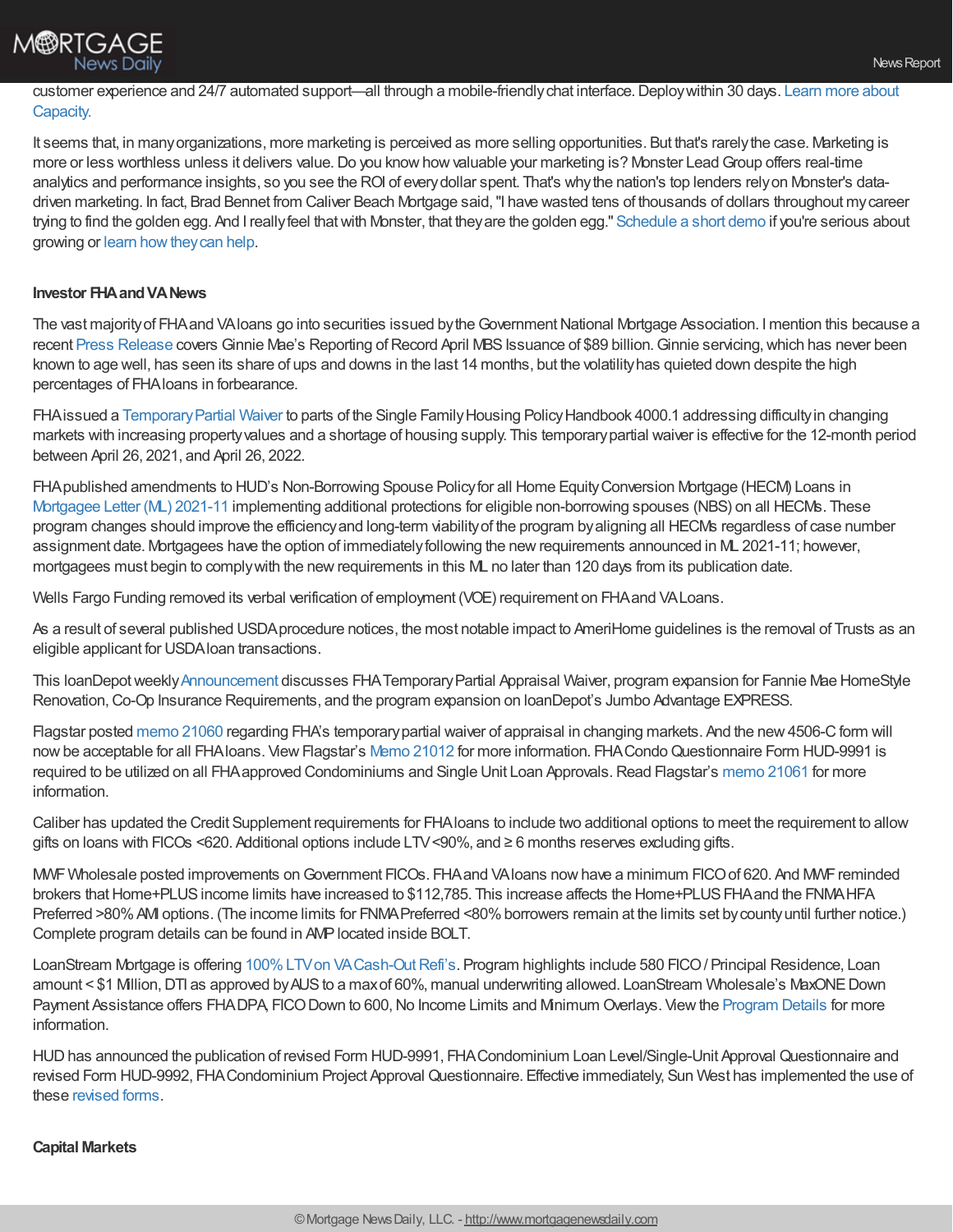customer experience and 24/7 automated support—all through a mobile-friendly chat interface. Deploy within 30 days. Learn more about Capacity.

It seems that, in many organizations, more marketing is perceived as more selling opportunities. But that's rarely the case. Marketing is more or less worthless unless it delivers value. Do you know how valuable your marketing is? Monster Lead Group offers real-time analytics and performance insights, so you see the ROI of every dollar spent. That's why the nation's top lenders rely on Monster's data-driven marketing. In fact, Brad Bennet from Caliver Beach Mortgage said, "I have wasted tens of thousands of dollars throughout my career trying to find the golden egg. And I really feel that with Monster, that they are the golden egg." Schedule a short demo if you're serious about growing or learn how they can help.

**Investor FHA and VA News**

The vast majority of FHA and VA loans go into securities issued by the Government National Mortgage Association. I mention this because a recent Press Release covers Ginnie Mae's Reporting of Record April MBS Issuance of $89 billion. Ginnie servicing, which has never been known to age well, has seen its share of ups and downs in the last 14 months, but the volatility has quieted down despite the high percentages of FHA loans in forbearance.

FHA issued a Temporary Partial Waiver to parts of the Single Family Housing Policy Handbook 4000.1 addressing difficulty in changing markets with increasing property values and a shortage of housing supply. This temporary partial waiver is effective for the 12-month period between April 26, 2021, and April 26, 2022.

FHA published amendments to HUD's Non-Borrowing Spouse Policy for all Home Equity Conversion Mortgage (HECM) Loans in Mortgagee Letter (ML) 2021-11 implementing additional protections for eligible non-borrowing spouses (NBS) on all HECMs. These program changes should improve the efficiency and long-term viability of the program by aligning all HECMs regardless of case number assignment date. Mortgagees have the option of immediately following the new requirements announced in ML 2021-11; however, mortgagees must begin to comply with the new requirements in this ML no later than 120 days from its publication date.

Wells Fargo Funding removed its verbal verification of employment (VOE) requirement on FHA and VA Loans.

As a result of several published USDA procedure notices, the most notable impact to AmeriHome guidelines is the removal of Trusts as an eligible applicant for USDA loan transactions.

This loanDepot weekly Announcement discusses FHA Temporary Partial Appraisal Waiver, program expansion for Fannie Mae HomeStyle Renovation, Co-Op Insurance Requirements, and the program expansion on loanDepot's Jumbo Advantage EXPRESS.

Flagstar posted memo 21060 regarding FHA's temporary partial waiver of appraisal in changing markets. And the new 4506-C form will now be acceptable for all FHA loans. View Flagstar's Memo 21012 for more information. FHA Condo Questionnaire Form HUD-9991 is required to be utilized on all FHA approved Condominiums and Single Unit Loan Approvals. Read Flagstar's memo 21061 for more information.

Caliber has updated the Credit Supplement requirements for FHA loans to include two additional options to meet the requirement to allow gifts on loans with FICOs <620. Additional options include LTV <90%, and ≥ 6 months reserves excluding gifts.

MWF Wholesale posted improvements on Government FICOs. FHA and VA loans now have a minimum FICO of 620. And MWF reminded brokers that Home+PLUS income limits have increased to $112,785. This increase affects the Home+PLUS FHA and the FNMA HFA Preferred >80% AMI options. (The income limits for FNMA Preferred <80% borrowers remain at the limits set by county until further notice.) Complete program details can be found in AMP located inside BOLT.

LoanStream Mortgage is offering 100% LTV on VA Cash-Out Refi's. Program highlights include 580 FICO / Principal Residence, Loan amount < $1 Million, DTI as approved by AUS to a max of 60%, manual underwriting allowed. LoanStream Wholesale's MaxONE Down Payment Assistance offers FHA DPA, FICO Down to 600, No Income Limits and Minimum Overlays. View the Program Details for more information.

HUD has announced the publication of revised Form HUD-9991, FHA Condominium Loan Level/Single-Unit Approval Questionnaire and revised Form HUD-9992, FHA Condominium Project Approval Questionnaire. Effective immediately, Sun West has implemented the use of these revised forms.

**Capital Markets**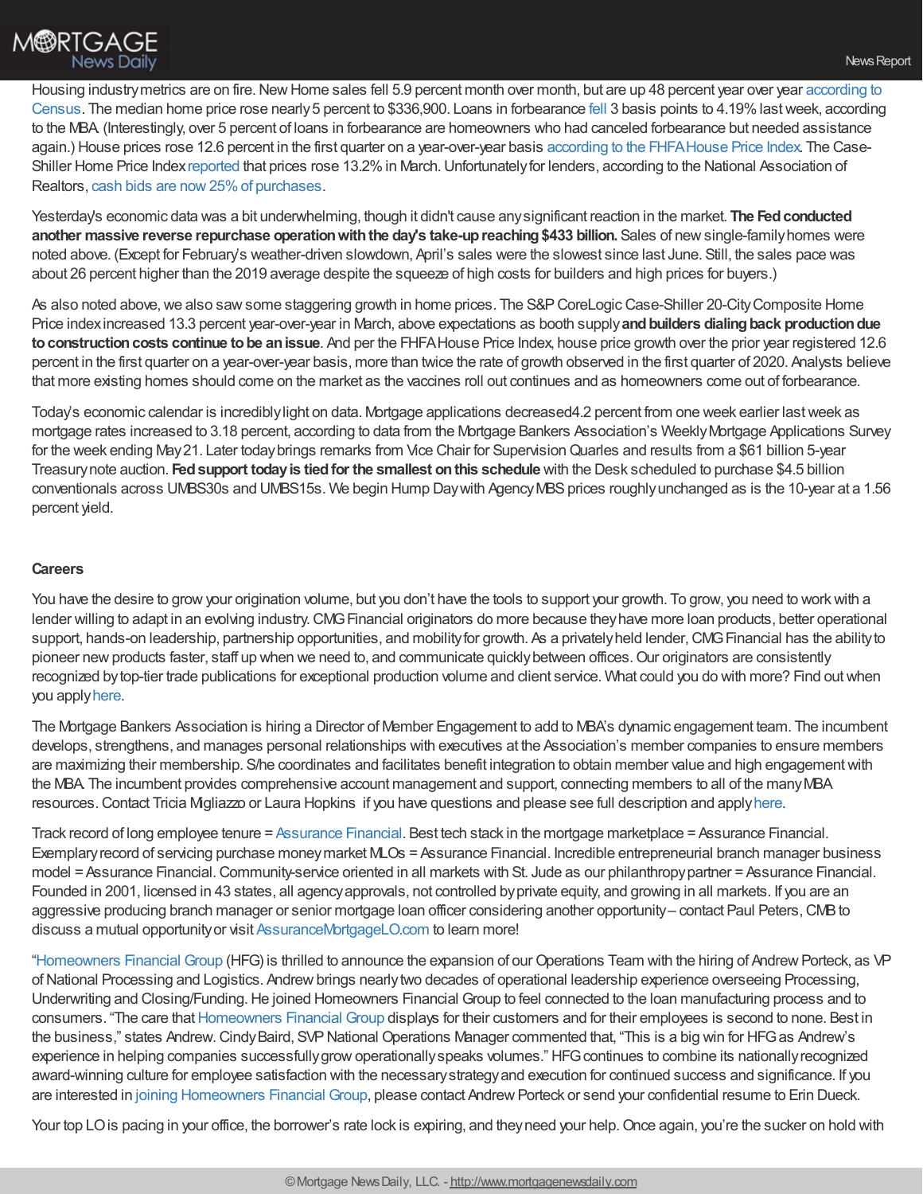Housing industry metrics are on fire. New Home sales fell 5.9 percent month over month, but are up 48 percent year over year according to Census. The median home price rose nearly 5 percent to $336,900. Loans in forbearance fell 3 basis points to 4.19% last week, according to the MBA. (Interestingly, over 5 percent of loans in forbearance are homeowners who had canceled forbearance but needed assistance again.) House prices rose 12.6 percent in the first quarter on a year-over-year basis according to the FHFA House Price Index. The Case-Shiller Home Price Index reported that prices rose 13.2% in March. Unfortunately for lenders, according to the National Association of Realtors, cash bids are now 25% of purchases.

Yesterday's economic data was a bit underwhelming, though it didn't cause any significant reaction in the market. **The Fed conducted another massive reverse repurchase operation with the day's take-up reaching $433 billion.** Sales of new single-family homes were noted above. (Except for February's weather-driven slowdown, April's sales were the slowest since last June. Still, the sales pace was about 26 percent higher than the 2019 average despite the squeeze of high costs for builders and high prices for buyers.)

As also noted above, we also saw some staggering growth in home prices. The S&P CoreLogic Case-Shiller 20-City Composite Home Price index increased 13.3 percent year-over-year in March, above expectations as booth supply **and builders dialing back production due to construction costs continue to be an issue**. And per the FHFA House Price Index, house price growth over the prior year registered 12.6 percent in the first quarter on a year-over-year basis, more than twice the rate of growth observed in the first quarter of 2020. Analysts believe that more existing homes should come on the market as the vaccines roll out continues and as homeowners come out of forbearance.

Today's economic calendar is incredibly light on data. Mortgage applications decreased4.2 percent from one week earlier last week as mortgage rates increased to 3.18 percent, according to data from the Mortgage Bankers Association's Weekly Mortgage Applications Survey for the week ending May 21. Later today brings remarks from Vice Chair for Supervision Quarles and results from a $61 billion 5-year Treasury note auction. **Fed support today is tied for the smallest on this schedule** with the Desk scheduled to purchase $4.5 billion conventionals across UMBS30s and UMBS15s. We begin Hump Day with Agency MBS prices roughly unchanged as is the 10-year at a 1.56 percent yield.

### Careers

You have the desire to grow your origination volume, but you don't have the tools to support your growth. To grow, you need to work with a lender willing to adapt in an evolving industry. CMG Financial originators do more because they have more loan products, better operational support, hands-on leadership, partnership opportunities, and mobility for growth. As a privately held lender, CMG Financial has the ability to pioneer new products faster, staff up when we need to, and communicate quickly between offices. Our originators are consistently recognized by top-tier trade publications for exceptional production volume and client service. What could you do with more? Find out when you apply here.

The Mortgage Bankers Association is hiring a Director of Member Engagement to add to MBA's dynamic engagement team. The incumbent develops, strengthens, and manages personal relationships with executives at the Association's member companies to ensure members are maximizing their membership. S/he coordinates and facilitates benefit integration to obtain member value and high engagement with the MBA. The incumbent provides comprehensive account management and support, connecting members to all of the many MBA resources. Contact Tricia Migliazzo or Laura Hopkins if you have questions and please see full description and apply here.

Track record of long employee tenure = Assurance Financial. Best tech stack in the mortgage marketplace = Assurance Financial. Exemplary record of servicing purchase money market MLOs = Assurance Financial. Incredible entrepreneurial branch manager business model = Assurance Financial. Community-service oriented in all markets with St. Jude as our philanthropy partner = Assurance Financial. Founded in 2001, licensed in 43 states, all agency approvals, not controlled by private equity, and growing in all markets. If you are an aggressive producing branch manager or senior mortgage loan officer considering another opportunity – contact Paul Peters, CMB to discuss a mutual opportunity or visit AssuranceMortgageLO.com to learn more!

"Homeowners Financial Group (HFG) is thrilled to announce the expansion of our Operations Team with the hiring of Andrew Porteck, as VP of National Processing and Logistics. Andrew brings nearly two decades of operational leadership experience overseeing Processing, Underwriting and Closing/Funding. He joined Homeowners Financial Group to feel connected to the loan manufacturing process and to consumers. "The care that Homeowners Financial Group displays for their customers and for their employees is second to none. Best in the business," states Andrew. Cindy Baird, SVP National Operations Manager commented that, "This is a big win for HFG as Andrew's experience in helping companies successfully grow operationally speaks volumes." HFG continues to combine its nationally recognized award-winning culture for employee satisfaction with the necessary strategy and execution for continued success and significance. If you are interested in joining Homeowners Financial Group, please contact Andrew Porteck or send your confidential resume to Erin Dueck.

Your top LO is pacing in your office, the borrower's rate lock is expiring, and they need your help. Once again, you're the sucker on hold with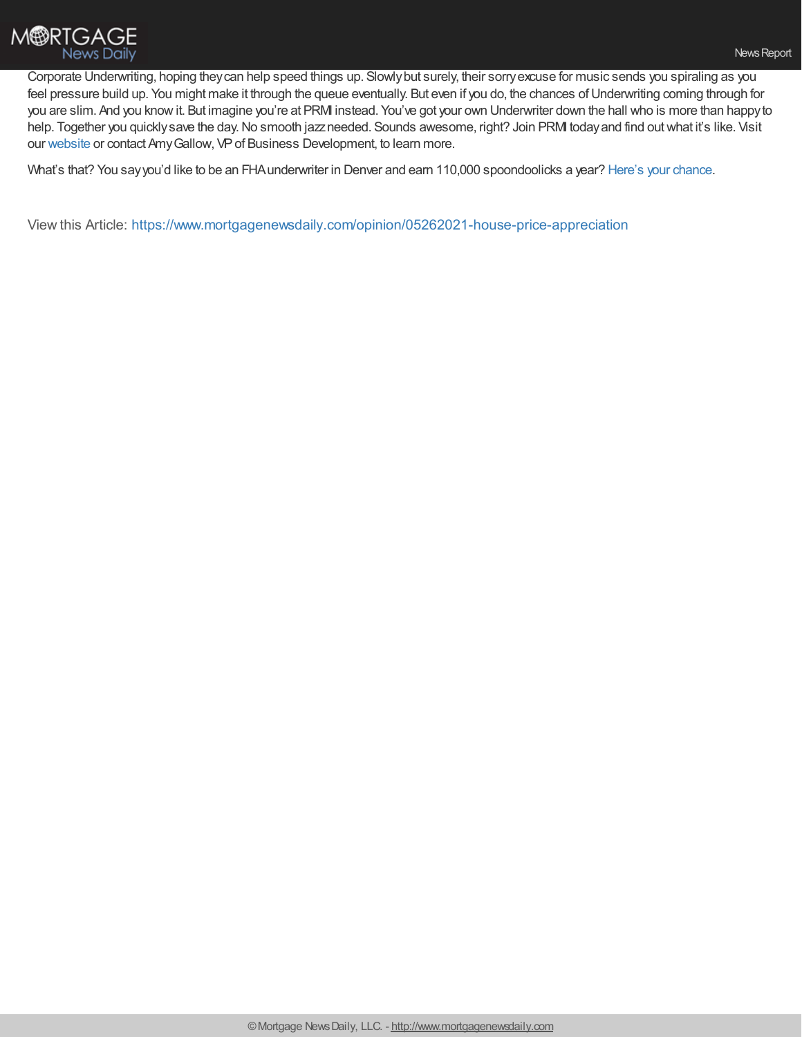Corporate Underwriting, hoping they can help speed things up. Slowly but surely, their sorry excuse for music sends you spiraling as you feel pressure build up. You might make it through the queue eventually. But even if you do, the chances of Underwriting coming through for you are slim. And you know it. But imagine you're at PRMI instead. You've got your own Underwriter down the hall who is more than happy to help. Together you quickly save the day. No smooth jazz needed. Sounds awesome, right? Join PRMI today and find out what it's like. Visit our website or contact Amy Gallow, VP of Business Development, to learn more.

What's that? You say you'd like to be an FHA underwriter in Denver and earn 110,000 spoondoolicks a year? Here's your chance.

View this Article: https://www.mortgagenewsdaily.com/opinion/05262021-house-price-appreciation